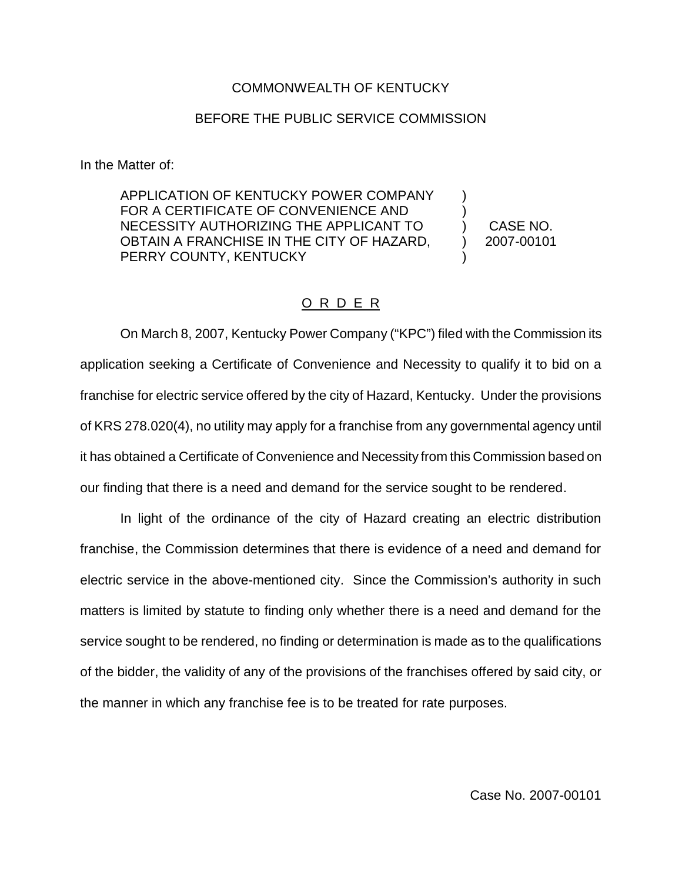COMMONWEALTH OF KENTUCKY

BEFORE THE PUBLIC SERVICE COMMISSION

In the Matter of:

| | | |
|---|---|---|
| APPLICATION OF KENTUCKY POWER COMPANY FOR A CERTIFICATE OF CONVENIENCE AND NECESSITY AUTHORIZING THE APPLICANT TO OBTAIN A FRANCHISE IN THE CITY OF HAZARD, PERRY COUNTY, KENTUCKY | ) ) ) ) ) | CASE NO. 2007-00101 |

## ORDER

On March 8, 2007, Kentucky Power Company ("KPC") filed with the Commission its application seeking a Certificate of Convenience and Necessity to qualify it to bid on a franchise for electric service offered by the city of Hazard, Kentucky. Under the provisions of KRS 278.020(4), no utility may apply for a franchise from any governmental agency until it has obtained a Certificate of Convenience and Necessity from this Commission based on our finding that there is a need and demand for the service sought to be rendered.

In light of the ordinance of the city of Hazard creating an electric distribution franchise, the Commission determines that there is evidence of a need and demand for electric service in the above-mentioned city. Since the Commission's authority in such matters is limited by statute to finding only whether there is a need and demand for the service sought to be rendered, no finding or determination is made as to the qualifications of the bidder, the validity of any of the provisions of the franchises offered by said city, or the manner in which any franchise fee is to be treated for rate purposes.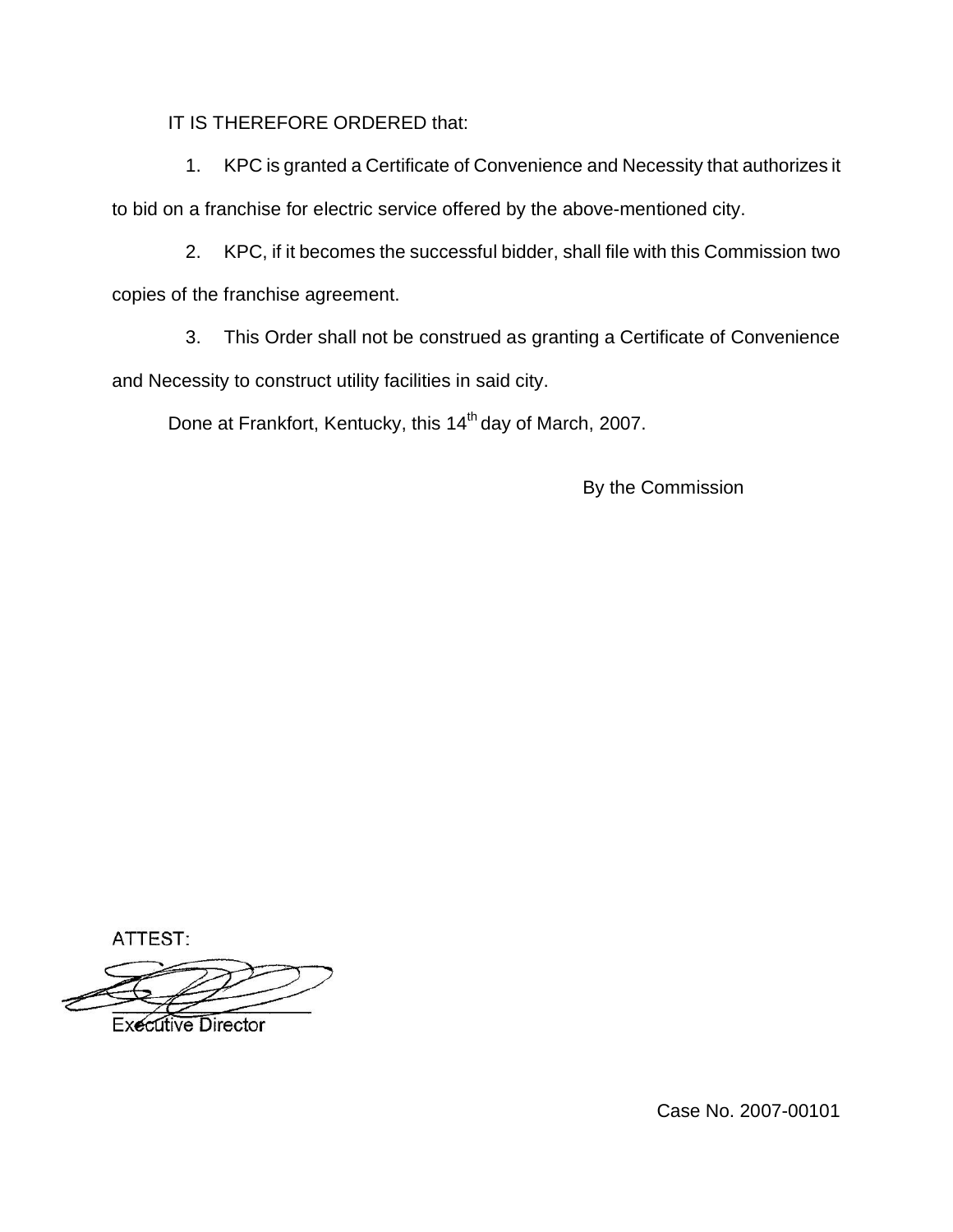IT IS THEREFORE ORDERED that:

1. KPC is granted a Certificate of Convenience and Necessity that authorizes it to bid on a franchise for electric service offered by the above-mentioned city.

2. KPC, if it becomes the successful bidder, shall file with this Commission two copies of the franchise agreement.

3. This Order shall not be construed as granting a Certificate of Convenience and Necessity to construct utility facilities in said city.

Done at Frankfort, Kentucky, this 14th day of March, 2007.

By the Commission

ATTEST:

Executive Director

Case No. 2007-00101